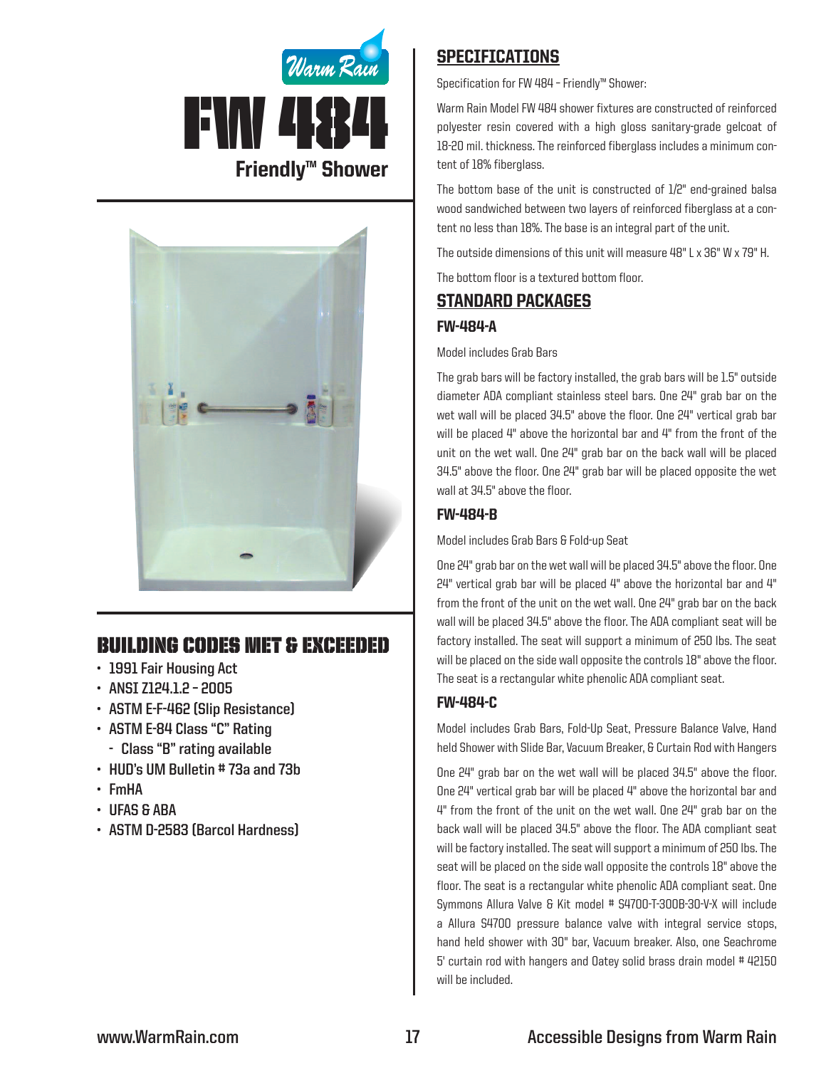Warm Rain

# FW 484

## Friendly™ Shower

## BUILDING CODES MET & EXCEEDED

- 1991 Fair Housing Act
- ANSI Z124.1.2 – 2005
- ASTM E-F-462 (Slip Resistance)
- ASTM E-84 Class "C" Rating
  - Class "B" rating available
- HUD's UM Bulletin # 73a and 73b
- FmHA
- UFAS & ABA
- ASTM D-2583 (Barcol Hardness)

## SPECIFICATIONS

Specification for FW 484 – Friendly™ Shower:

Warm Rain Model FW 484 shower fixtures are constructed of reinforced polyester resin covered with a high gloss sanitary-grade gelcoat of 18-20 mil. thickness. The reinforced fiberglass includes a minimum content of 18% fiberglass.

The bottom base of the unit is constructed of 1/2" end-grained balsa wood sandwiched between two layers of reinforced fiberglass at a content no less than 18%. The base is an integral part of the unit.

The outside dimensions of this unit will measure 48" L x 36" W x 79" H.

The bottom floor is a textured bottom floor.

## STANDARD PACKAGES

### FW-484-A

Model includes Grab Bars

The grab bars will be factory installed, the grab bars will be 1.5" outside diameter ADA compliant stainless steel bars. One 24" grab bar on the wet wall will be placed 34.5" above the floor. One 24" vertical grab bar will be placed 4" above the horizontal bar and 4" from the front of the unit on the wet wall. One 24" grab bar on the back wall will be placed 34.5" above the floor. One 24" grab bar will be placed opposite the wet wall at 34.5" above the floor.

### FW-484-B

Model includes Grab Bars & Fold-up Seat

One 24" grab bar on the wet wall will be placed 34.5" above the floor. One 24" vertical grab bar will be placed 4" above the horizontal bar and 4" from the front of the unit on the wet wall. One 24" grab bar on the back wall will be placed 34.5" above the floor. The ADA compliant seat will be factory installed. The seat will support a minimum of 250 lbs. The seat will be placed on the side wall opposite the controls 18" above the floor. The seat is a rectangular white phenolic ADA compliant seat.

### FW-484-C

Model includes Grab Bars, Fold-Up Seat, Pressure Balance Valve, Hand held Shower with Slide Bar, Vacuum Breaker, & Curtain Rod with Hangers

One 24" grab bar on the wet wall will be placed 34.5" above the floor. One 24" vertical grab bar will be placed 4" above the horizontal bar and 4" from the front of the unit on the wet wall. One 24" grab bar on the back wall will be placed 34.5" above the floor. The ADA compliant seat will be factory installed. The seat will support a minimum of 250 lbs. The seat will be placed on the side wall opposite the controls 18" above the floor. The seat is a rectangular white phenolic ADA compliant seat. One Symmons Allura Valve & Kit model # S4700-T-300B-30-V-X will include a Allura S4700 pressure balance valve with integral service stops, hand held shower with 30" bar, Vacuum breaker. Also, one Seachrome 5' curtain rod with hangers and Oatey solid brass drain model # 42150 will be included.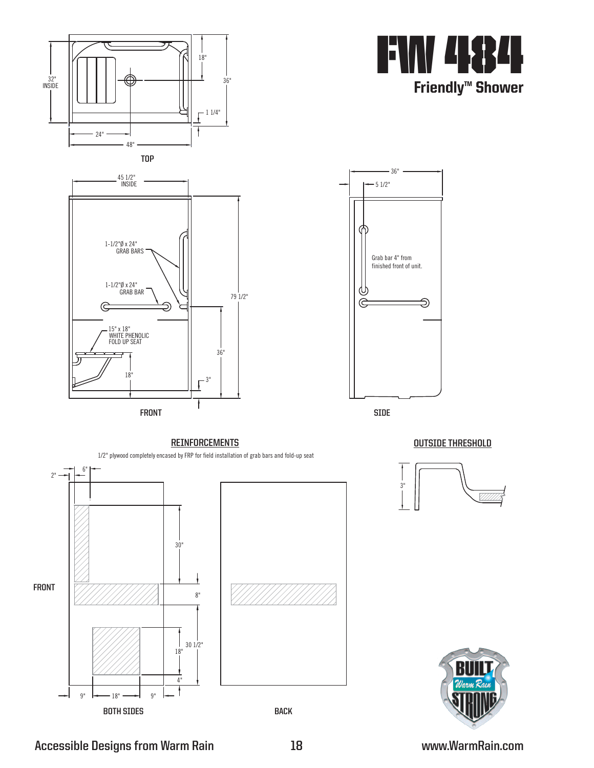# FW 484

## Friendly™ Shower

TOP

32" INSIDE

18"

36"

1 1/4"

24"

48"

FRONT

45 1/2" INSIDE

1-1/2"Ø x 24" GRAB BARS

1-1/2"Ø x 24" GRAB BAR

15" x 18" WHITE PHENOLIC FOLD UP SEAT

79 1/2"

36"

18"

3"

SIDE

36"

5 1/2"

Grab bar 4" from finished front of unit.

### REINFORCEMENTS

1/2" plywood completely encased by FRP for field installation of grab bars and fold-up seat

FRONT

2"

6"

30"

8"

30 1/2"

18"

4"

9"

18"

9"

BOTH SIDES

BACK

### OUTSIDE THRESHOLD

3"

BUILT Warm Rain STRONG

Accessible Designs from Warm Rain

www.WarmRain.com